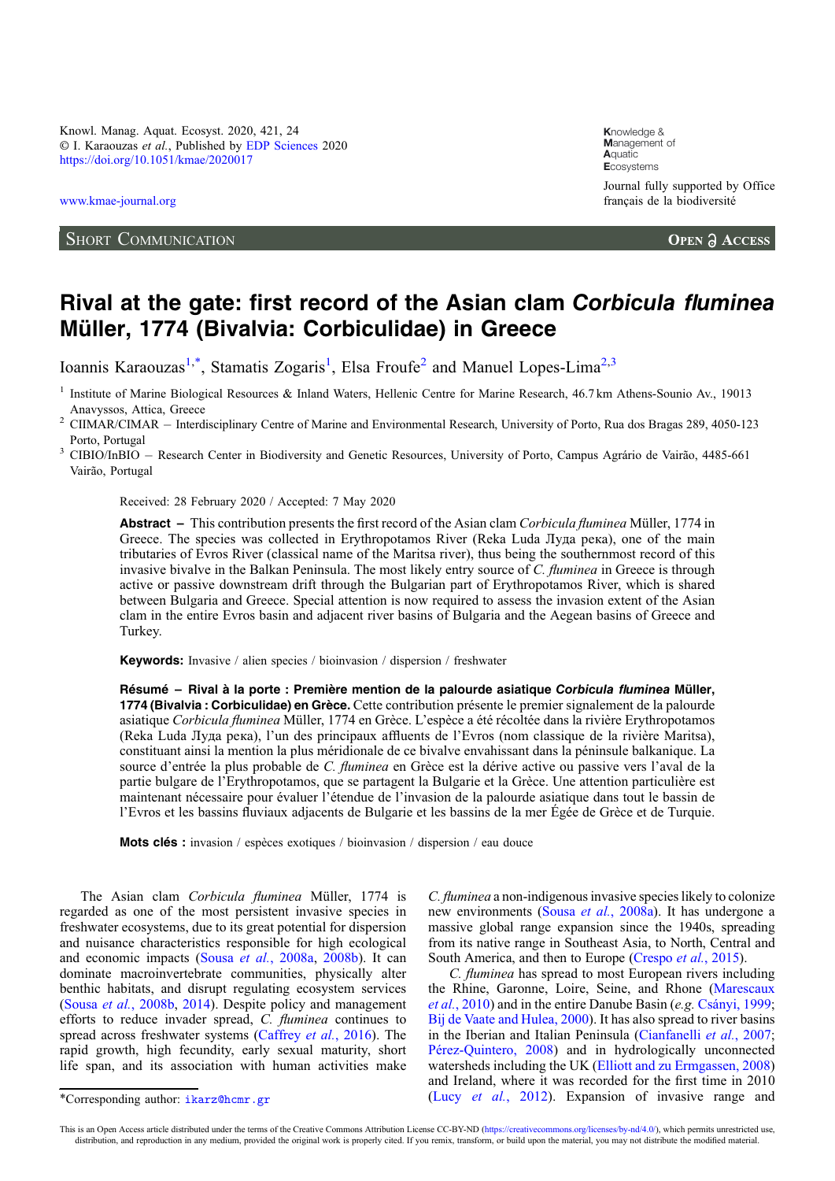Short Communication

# Rival at the gate: first record of the Asian clam *Corbicula fluminea* Müller, 1774 (Bivalvia: Corbiculidae) in Greece

Ioannis Karaouzas[1,*], Stamatis Zogaris[1], Elsa Froufe[2] and Manuel Lopes-Lima[2,3]

[1] Institute of Marine Biological Resources & Inland Waters, Hellenic Centre for Marine Research, 46.7 km Athens-Sounio Av., 19013 Anavyssos, Attica, Greece

[2] CIIMAR/CIMAR – Interdisciplinary Centre of Marine and Environmental Research, University of Porto, Rua dos Bragas 289, 4050-123 Porto, Portugal

[3] CIBIO/InBIO – Research Center in Biodiversity and Genetic Resources, University of Porto, Campus Agrário de Vairão, 4485-661 Vairão, Portugal

Received: 28 February 2020 / Accepted: 7 May 2020

**Abstract –** This contribution presents the first record of the Asian clam *Corbicula fluminea* Müller, 1774 in Greece. The species was collected in Erythropotamos River (Reka Luda Луда река), one of the main tributaries of Evros River (classical name of the Maritsa river), thus being the southernmost record of this invasive bivalve in the Balkan Peninsula. The most likely entry source of *C. fluminea* in Greece is through active or passive downstream drift through the Bulgarian part of Erythropotamos River, which is shared between Bulgaria and Greece. Special attention is now required to assess the invasion extent of the Asian clam in the entire Evros basin and adjacent river basins of Bulgaria and the Aegean basins of Greece and Turkey.

**Keywords:** Invasive / alien species / bioinvasion / dispersion / freshwater

**Résumé – Rival à la porte : Première mention de la palourde asiatique *Corbicula fluminea* Müller, 1774 (Bivalvia : Corbiculidae) en Grèce.** Cette contribution présente le premier signalement de la palourde asiatique *Corbicula fluminea* Müller, 1774 en Grèce. L'espèce a été récoltée dans la rivière Erythropotamos (Reka Luda Луда река), l'un des principaux affluents de l'Evros (nom classique de la rivière Maritsa), constituant ainsi la mention la plus méridionale de ce bivalve envahissant dans la péninsule balkanique. La source d'entrée la plus probable de *C. fluminea* en Grèce est la dérive active ou passive vers l'aval de la partie bulgare de l'Erythropotamos, que se partagent la Bulgarie et la Grèce. Une attention particulière est maintenant nécessaire pour évaluer l'étendue de l'invasion de la palourde asiatique dans tout le bassin de l'Evros et les bassins fluviaux adjacents de Bulgarie et les bassins de la mer Égée de Grèce et de Turquie.

**Mots clés :** invasion / espèces exotiques / bioinvasion / dispersion / eau douce

The Asian clam *Corbicula fluminea* Müller, 1774 is regarded as one of the most persistent invasive species in freshwater ecosystems, due to its great potential for dispersion and nuisance characteristics responsible for high ecological and economic impacts (Sousa *et al.*, 2008a, 2008b). It can dominate macroinvertebrate communities, physically alter benthic habitats, and disrupt regulating ecosystem services (Sousa *et al.*, 2008b, 2014). Despite policy and management efforts to reduce invader spread, *C. fluminea* continues to spread across freshwater systems (Caffrey *et al.*, 2016). The rapid growth, high fecundity, early sexual maturity, short life span, and its association with human activities make *C. fluminea* a non-indigenous invasive species likely to colonize new environments (Sousa *et al.*, 2008a). It has undergone a massive global range expansion since the 1940s, spreading from its native range in Southeast Asia, to North, Central and South America, and then to Europe (Crespo *et al.*, 2015).

*C. fluminea* has spread to most European rivers including the Rhine, Garonne, Loire, Seine, and Rhone (Marescaux *et al.*, 2010) and in the entire Danube Basin (*e.g.* Csányi, 1999; Bij de Vaate and Hulea, 2000). It has also spread to river basins in the Iberian and Italian Peninsula (Cianfanelli *et al.*, 2007; Pérez-Quintero, 2008) and in hydrologically unconnected watersheds including the UK (Elliott and zu Ermgassen, 2008) and Ireland, where it was recorded for the first time in 2010 (Lucy *et al.*, 2012). Expansion of invasive range and

*Corresponding author: ikarz@hcmr.gr

This is an Open Access article distributed under the terms of the Creative Commons Attribution License CC-BY-ND (https://creativecommons.org/licenses/by-nd/4.0/), which permits unrestricted use, distribution, and reproduction in any medium, provided the original work is properly cited. If you remix, transform, or build upon the material, you may not distribute the modified material.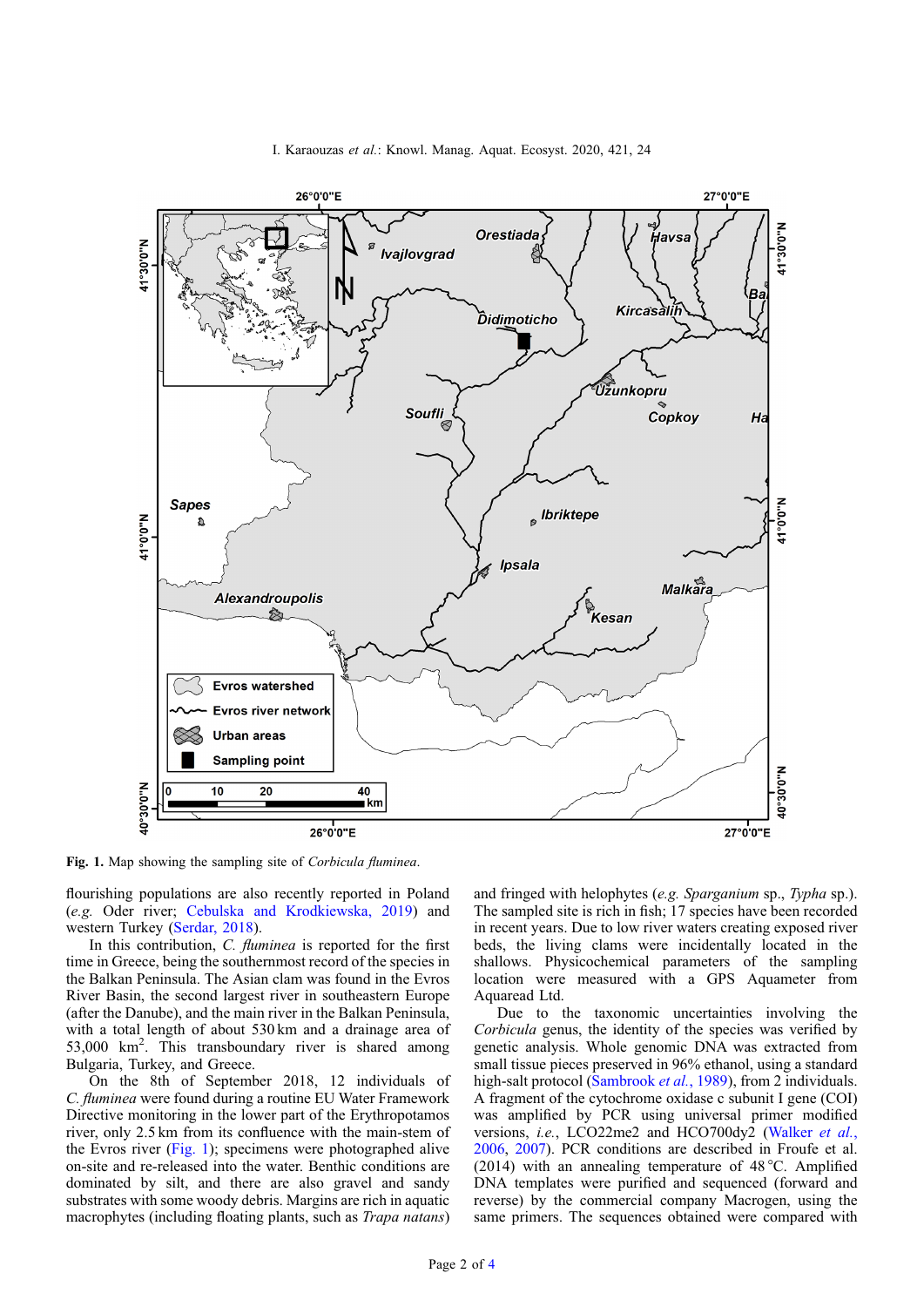Fig. 1. Map showing the sampling site of *Corbicula fluminea*.

flourishing populations are also recently reported in Poland (*e.g.* Oder river; Cebulska and Krodkiewska, 2019) and western Turkey (Serdar, 2018).

In this contribution, *C. fluminea* is reported for the first time in Greece, being the southernmost record of the species in the Balkan Peninsula. The Asian clam was found in the Evros River Basin, the second largest river in southeastern Europe (after the Danube), and the main river in the Balkan Peninsula, with a total length of about 530 km and a drainage area of 53,000 km$^2$. This transboundary river is shared among Bulgaria, Turkey, and Greece.

On the 8th of September 2018, 12 individuals of *C. fluminea* were found during a routine EU Water Framework Directive monitoring in the lower part of the Erythropotamos river, only 2.5 km from its confluence with the main-stem of the Evros river (Fig. 1); specimens were photographed alive on-site and re-released into the water. Benthic conditions are dominated by silt, and there are also gravel and sandy substrates with some woody debris. Margins are rich in aquatic macrophytes (including floating plants, such as *Trapa natans*) and fringed with helophytes (*e.g. Sparganium* sp., *Typha* sp.). The sampled site is rich in fish; 17 species have been recorded in recent years. Due to low river waters creating exposed river beds, the living clams were incidentally located in the shallows. Physicochemical parameters of the sampling location were measured with a GPS Aquameter from Aquaread Ltd.

Due to the taxonomic uncertainties involving the *Corbicula* genus, the identity of the species was verified by genetic analysis. Whole genomic DNA was extracted from small tissue pieces preserved in 96% ethanol, using a standard high-salt protocol (Sambrook *et al.*, 1989), from 2 individuals. A fragment of the cytochrome oxidase c subunit I gene (COI) was amplified by PCR using universal primer modified versions, *i.e.*, LCO22me2 and HCO700dy2 (Walker *et al.*, 2006, 2007). PCR conditions are described in Froufe et al. (2014) with an annealing temperature of 48 °C. Amplified DNA templates were purified and sequenced (forward and reverse) by the commercial company Macrogen, using the same primers. The sequences obtained were compared with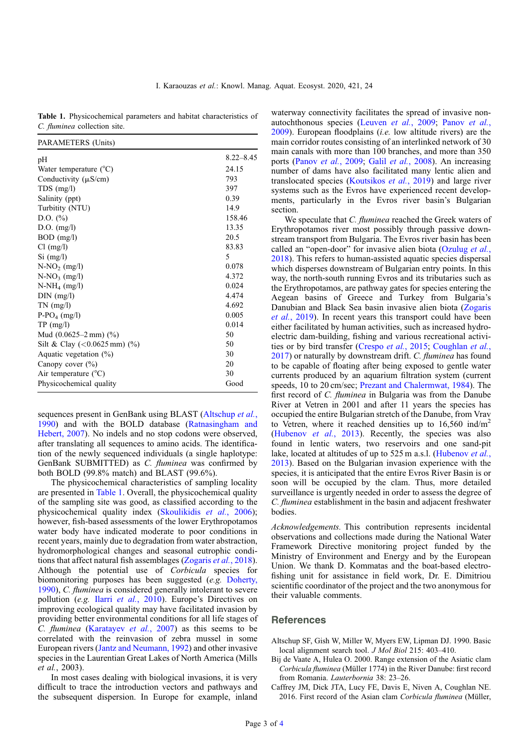**Table 1.** Physicochemical parameters and habitat characteristics of *C. fluminea* collection site.

| PARAMETERS (Units) | |
|---|---|
| pH | 8.22–8.45 |
| Water temperature (°C) | 24.15 |
| Conductivity (μS/cm) | 793 |
| TDS (mg/l) | 397 |
| Salinity (ppt) | 0.39 |
| Turbitity (NTU) | 14.9 |
| D.O. (%) | 158.46 |
| D.O. (mg/l) | 13.35 |
| BOD (mg/l) | 20.5 |
| Cl (mg/l) | 83.83 |
| Si (mg/l) | 5 |
| N-$NO_2$ (mg/l) | 0.078 |
| N-$NO_3$ (mg/l) | 4.372 |
| N-$NH_4$ (mg/l) | 0.024 |
| DIN (mg/l) | 4.474 |
| TN (mg/l) | 4.692 |
| P-$PO_4$ (mg/l) | 0.005 |
| TP (mg/l) | 0.014 |
| Mud (0.0625–2 mm) (%) | 50 |
| Silt & Clay (<0.0625 mm) (%) | 50 |
| Aquatic vegetation (%) | 30 |
| Canopy cover (%) | 20 |
| Air temperature (°C) | 30 |
| Physicochemical quality | Good |

sequences present in GenBank using BLAST (Altschup *et al.*, 1990) and with the BOLD database (Ratnasingham and Hebert, 2007). No indels and no stop codons were observed, after translating all sequences to amino acids. The identification of the newly sequenced individuals (a single haplotype: GenBank SUBMITTED) as *C. fluminea* was confirmed by both BOLD (99.8% match) and BLAST (99.6%).

The physicochemical characteristics of sampling locality are presented in Table 1. Overall, the physicochemical quality of the sampling site was good, as classified according to the physicochemical quality index (Skoulikidis *et al.*, 2006); however, fish-based assessments of the lower Erythropotamos water body have indicated moderate to poor conditions in recent years, mainly due to degradation from water abstraction, hydromorphological changes and seasonal eutrophic conditions that affect natural fish assemblages (Zogaris *et al.*, 2018). Although the potential use of *Corbicula* species for biomonitoring purposes has been suggested (*e.g.* Doherty, 1990), *C. fluminea* is considered generally intolerant to severe pollution (*e.g.* Ilarri *et al.*, 2010). Europe's Directives on improving ecological quality may have facilitated invasion by providing better environmental conditions for all life stages of *C. fluminea* (Karatayev *et al.*, 2007) as this seems to be correlated with the reinvasion of zebra mussel in some European rivers (Jantz and Neumann, 1992) and other invasive species in the Laurentian Great Lakes of North America (Mills *et al.*, 2003).

In most cases dealing with biological invasions, it is very difficult to trace the introduction vectors and pathways and the subsequent dispersion. In Europe for example, inland waterway connectivity facilitates the spread of invasive non-autochthonous species (Leuven *et al.*, 2009; Panov *et al.*, 2009). European floodplains (*i.e.* low altitude rivers) are the main corridor routes consisting of an interlinked network of 30 main canals with more than 100 branches, and more than 350 ports (Panov *et al.*, 2009; Galil *et al.*, 2008). An increasing number of dams have also facilitated many lentic alien and translocated species (Koutsikos *et al.*, 2019) and large river systems such as the Evros have experienced recent developments, particularly in the Evros river basin's Bulgarian section.

We speculate that *C. fluminea* reached the Greek waters of Erythropotamos river most possibly through passive downstream transport from Bulgaria. The Evros river basin has been called an "open-door" for invasive alien biota (Ozulug *et al.*, 2018). This refers to human-assisted aquatic species dispersal which disperses downstream of Bulgarian entry points. In this way, the north-south running Evros and its tributaries such as the Erythropotamos, are pathway gates for species entering the Aegean basins of Greece and Turkey from Bulgaria's Danubian and Black Sea basin invasive alien biota (Zogaris *et al.*, 2019). In recent years this transport could have been either facilitated by human activities, such as increased hydroelectric dam-building, fishing and various recreational activities or by bird transfer (Crespo *et al.*, 2015; Coughlan *et al.*, 2017) or naturally by downstream drift. *C. fluminea* has found to be capable of floating after being exposed to gentle water currents produced by an aquarium filtration system (current speeds, 10 to 20 cm/sec; Prezant and Chalermwat, 1984). The first record of *C. fluminea* in Bulgaria was from the Danube River at Vetren in 2001 and after 11 years the species has occupied the entire Bulgarian stretch of the Danube, from Vrav to Vetren, where it reached densities up to 16,560 ind/m$^2$ (Hubenov *et al.*, 2013). Recently, the species was also found in lentic waters, two reservoirs and one sand-pit lake, located at altitudes of up to 525 m a.s.l. (Hubenov *et al.*, 2013). Based on the Bulgarian invasion experience with the species, it is anticipated that the entire Evros River Basin is or soon will be occupied by the clam. Thus, more detailed surveillance is urgently needed in order to assess the degree of *C. fluminea* establishment in the basin and adjacent freshwater bodies.

*Acknowledgements.* This contribution represents incidental observations and collections made during the National Water Framework Directive monitoring project funded by the Ministry of Environment and Energy and by the European Union. We thank D. Kommatas and the boat-based electrofishing unit for assistance in field work, Dr. E. Dimitriou scientific coordinator of the project and the two anonymous for their valuable comments.

## References

Altschup SF, Gish W, Miller W, Myers EW, Lipman DJ. 1990. Basic local alignment search tool. *J Mol Biol* 215: 403–410.

Bij de Vaate A, Hulea O. 2000. Range extension of the Asiatic clam *Corbicula fluminea* (Müller 1774) in the River Danube: first record from Romania. *Lauterbornia* 38: 23–26.

Caffrey JM, Dick JTA, Lucy FE, Davis E, Niven A, Coughlan NE. 2016. First record of the Asian clam *Corbicula fluminea* (Müller,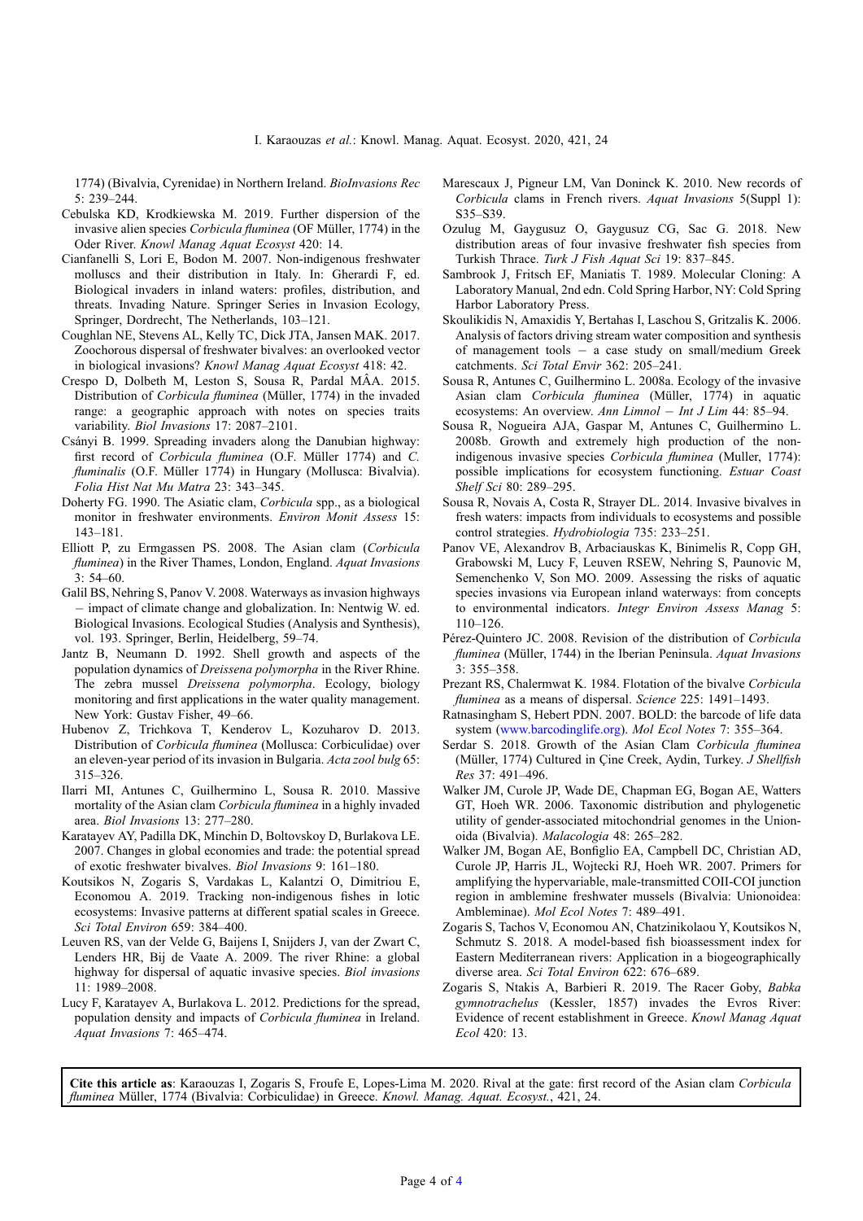1774) (Bivalvia, Cyrenidae) in Northern Ireland. *BioInvasions Rec* 5: 239–244.

Cebulska KD, Krodkiewska M. 2019. Further dispersion of the invasive alien species *Corbicula fluminea* (OF Müller, 1774) in the Oder River. *Knowl Manag Aquat Ecosyst* 420: 14.

Cianfanelli S, Lori E, Bodon M. 2007. Non-indigenous freshwater molluscs and their distribution in Italy. In: Gherardi F, ed. Biological invaders in inland waters: profiles, distribution, and threats. Invading Nature. Springer Series in Invasion Ecology, Springer, Dordrecht, The Netherlands, 103–121.

Coughlan NE, Stevens AL, Kelly TC, Dick JTA, Jansen MAK. 2017. Zoochorous dispersal of freshwater bivalves: an overlooked vector in biological invasions? *Knowl Manag Aquat Ecosyst* 418: 42.

Crespo D, Dolbeth M, Leston S, Sousa R, Pardal MÂA. 2015. Distribution of *Corbicula fluminea* (Müller, 1774) in the invaded range: a geographic approach with notes on species traits variability. *Biol Invasions* 17: 2087–2101.

Csányi B. 1999. Spreading invaders along the Danubian highway: first record of *Corbicula fluminea* (O.F. Müller 1774) and *C. fluminalis* (O.F. Müller 1774) in Hungary (Mollusca: Bivalvia). *Folia Hist Nat Mu Matra* 23: 343–345.

Doherty FG. 1990. The Asiatic clam, *Corbicula* spp., as a biological monitor in freshwater environments. *Environ Monit Assess* 15: 143–181.

Elliott P, zu Ermgassen PS. 2008. The Asian clam (*Corbicula fluminea*) in the River Thames, London, England. *Aquat Invasions* 3: 54–60.

Galil BS, Nehring S, Panov V. 2008. Waterways as invasion highways – impact of climate change and globalization. In: Nentwig W. ed. Biological Invasions. Ecological Studies (Analysis and Synthesis), vol. 193. Springer, Berlin, Heidelberg, 59–74.

Jantz B, Neumann D. 1992. Shell growth and aspects of the population dynamics of *Dreissena polymorpha* in the River Rhine. The zebra mussel *Dreissena polymorpha*. Ecology, biology monitoring and first applications in the water quality management. New York: Gustav Fisher, 49–66.

Hubenov Z, Trichkova T, Kenderov L, Kozuharov D. 2013. Distribution of *Corbicula fluminea* (Mollusca: Corbiculidae) over an eleven-year period of its invasion in Bulgaria. *Acta zool bulg* 65: 315–326.

Ilarri MI, Antunes C, Guilhermino L, Sousa R. 2010. Massive mortality of the Asian clam *Corbicula fluminea* in a highly invaded area. *Biol Invasions* 13: 277–280.

Karatayev AY, Padilla DK, Minchin D, Boltovskoy D, Burlakova LE. 2007. Changes in global economies and trade: the potential spread of exotic freshwater bivalves. *Biol Invasions* 9: 161–180.

Koutsikos N, Zogaris S, Vardakas L, Kalantzi O, Dimitriou E, Economou A. 2019. Tracking non-indigenous fishes in lotic ecosystems: Invasive patterns at different spatial scales in Greece. *Sci Total Environ* 659: 384–400.

Leuven RS, van der Velde G, Baijens I, Snijders J, van der Zwart C, Lenders HR, Bij de Vaate A. 2009. The river Rhine: a global highway for dispersal of aquatic invasive species. *Biol invasions* 11: 1989–2008.

Lucy F, Karatayev A, Burlakova L. 2012. Predictions for the spread, population density and impacts of *Corbicula fluminea* in Ireland. *Aquat Invasions* 7: 465–474.

Marescaux J, Pigneur LM, Van Doninck K. 2010. New records of *Corbicula* clams in French rivers. *Aquat Invasions* 5(Suppl 1): S35–S39.

Ozulug M, Gaygusuz O, Gaygusuz CG, Sac G. 2018. New distribution areas of four invasive freshwater fish species from Turkish Thrace. *Turk J Fish Aquat Sci* 19: 837–845.

Sambrook J, Fritsch EF, Maniatis T. 1989. Molecular Cloning: A Laboratory Manual, 2nd edn. Cold Spring Harbor, NY: Cold Spring Harbor Laboratory Press.

Skoulikidis N, Amaxidis Y, Bertahas I, Laschou S, Gritzalis K. 2006. Analysis of factors driving stream water composition and synthesis of management tools – a case study on small/medium Greek catchments. *Sci Total Envir* 362: 205–241.

Sousa R, Antunes C, Guilhermino L. 2008a. Ecology of the invasive Asian clam *Corbicula fluminea* (Müller, 1774) in aquatic ecosystems: An overview. *Ann Limnol – Int J Lim* 44: 85–94.

Sousa R, Nogueira AJA, Gaspar M, Antunes C, Guilhermino L. 2008b. Growth and extremely high production of the non-indigenous invasive species *Corbicula fluminea* (Muller, 1774): possible implications for ecosystem functioning. *Estuar Coast Shelf Sci* 80: 289–295.

Sousa R, Novais A, Costa R, Strayer DL. 2014. Invasive bivalves in fresh waters: impacts from individuals to ecosystems and possible control strategies. *Hydrobiologia* 735: 233–251.

Panov VE, Alexandrov B, Arbaciauskas K, Binimelis R, Copp GH, Grabowski M, Lucy F, Leuven RSEW, Nehring S, Paunovic M, Semenchenko V, Son MO. 2009. Assessing the risks of aquatic species invasions via European inland waterways: from concepts to environmental indicators. *Integr Environ Assess Manag* 5: 110–126.

Pérez-Quintero JC. 2008. Revision of the distribution of *Corbicula fluminea* (Müller, 1744) in the Iberian Peninsula. *Aquat Invasions* 3: 355–358.

Prezant RS, Chalermwat K. 1984. Flotation of the bivalve *Corbicula fluminea* as a means of dispersal. *Science* 225: 1491–1493.

Ratnasingham S, Hebert PDN. 2007. BOLD: the barcode of life data system (www.barcodinglife.org). *Mol Ecol Notes* 7: 355–364.

Serdar S. 2018. Growth of the Asian Clam *Corbicula fluminea* (Müller, 1774) Cultured in Çine Creek, Aydin, Turkey. *J Shellfish Res* 37: 491–496.

Walker JM, Curole JP, Wade DE, Chapman EG, Bogan AE, Watters GT, Hoeh WR. 2006. Taxonomic distribution and phylogenetic utility of gender-associated mitochondrial genomes in the Unionoida (Bivalvia). *Malacologia* 48: 265–282.

Walker JM, Bogan AE, Bonfiglio EA, Campbell DC, Christian AD, Curole JP, Harris JL, Wojtecki RJ, Hoeh WR. 2007. Primers for amplifying the hypervariable, male-transmitted COII-COI junction region in amblemine freshwater mussels (Bivalvia: Unionoidea: Ambleminae). *Mol Ecol Notes* 7: 489–491.

Zogaris S, Tachos V, Economou AN, Chatzinikolaou Y, Koutsikos N, Schmutz S. 2018. A model-based fish bioassessment index for Eastern Mediterranean rivers: Application in a biogeographically diverse area. *Sci Total Environ* 622: 676–689.

Zogaris S, Ntakis A, Barbieri R. 2019. The Racer Goby, *Babka gymnotrachelus* (Kessler, 1857) invades the Evros River: Evidence of recent establishment in Greece. *Knowl Manag Aquat Ecol* 420: 13.

**Cite this article as**: Karaouzas I, Zogaris S, Froufe E, Lopes-Lima M. 2020. Rival at the gate: first record of the Asian clam *Corbicula fluminea* Müller, 1774 (Bivalvia: Corbiculidae) in Greece. *Knowl. Manag. Aquat. Ecosyst.*, 421, 24.